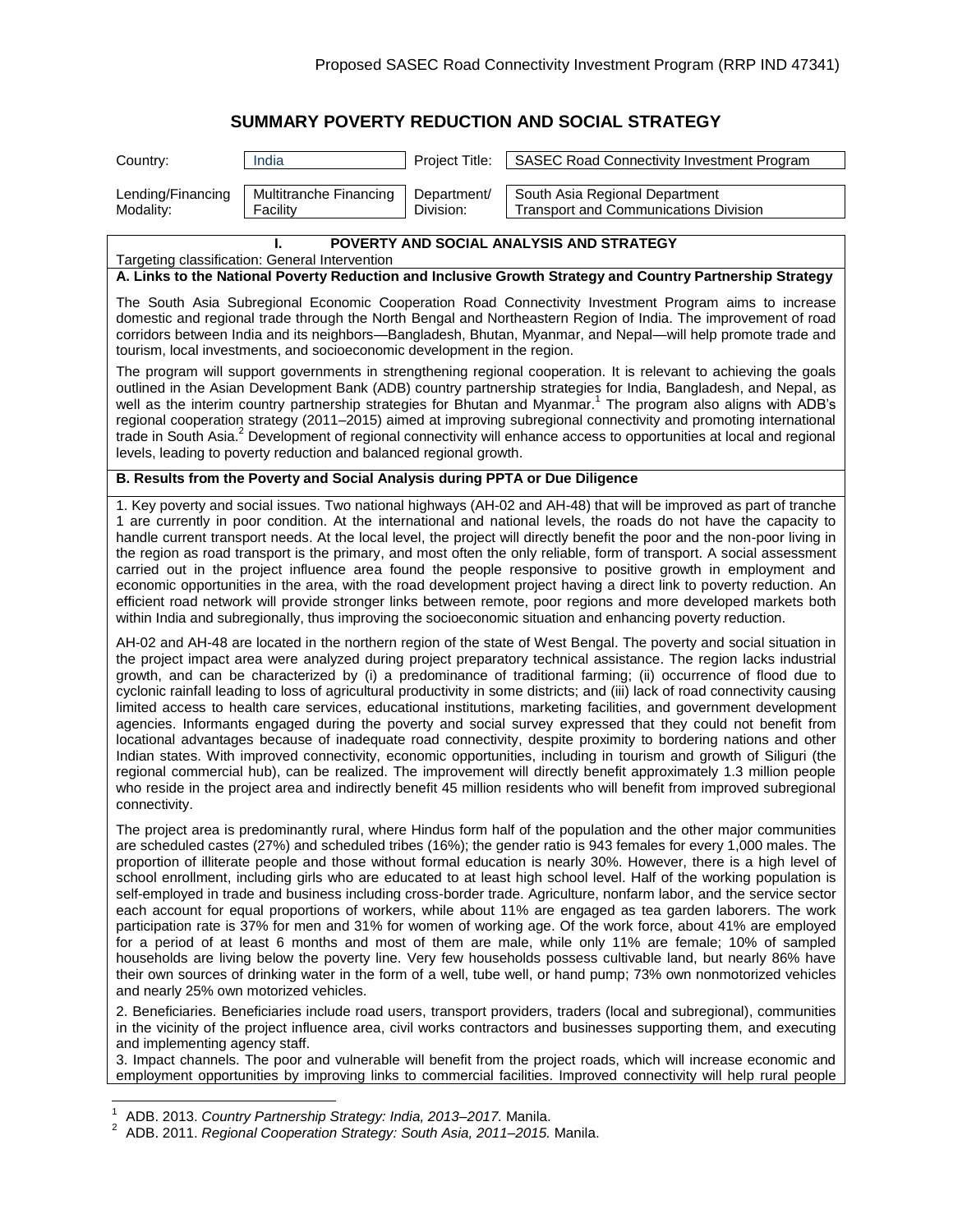# SUMMARY POVERTY REDUCTION AND SOCIAL STRATEGY

| Country: | India | Project Title: | SASEC Road Connectivity Investment Program |
|---|---|---|---|
| Lending/Financing Modality: | Multitranche Financing Facility | Department/ Division: | South Asia Regional Department Transport and Communications Division |

## I. POVERTY AND SOCIAL ANALYSIS AND STRATEGY

Targeting classification: General Intervention

### A. Links to the National Poverty Reduction and Inclusive Growth Strategy and Country Partnership Strategy

The South Asia Subregional Economic Cooperation Road Connectivity Investment Program aims to increase domestic and regional trade through the North Bengal and Northeastern Region of India. The improvement of road corridors between India and its neighbors—Bangladesh, Bhutan, Myanmar, and Nepal—will help promote trade and tourism, local investments, and socioeconomic development in the region.

The program will support governments in strengthening regional cooperation. It is relevant to achieving the goals outlined in the Asian Development Bank (ADB) country partnership strategies for India, Bangladesh, and Nepal, as well as the interim country partnership strategies for Bhutan and Myanmar.[1] The program also aligns with ADB's regional cooperation strategy (2011–2015) aimed at improving subregional connectivity and promoting international trade in South Asia.[2] Development of regional connectivity will enhance access to opportunities at local and regional levels, leading to poverty reduction and balanced regional growth.

### B. Results from the Poverty and Social Analysis during PPTA or Due Diligence

1. Key poverty and social issues. Two national highways (AH-02 and AH-48) that will be improved as part of tranche 1 are currently in poor condition. At the international and national levels, the roads do not have the capacity to handle current transport needs. At the local level, the project will directly benefit the poor and the non-poor living in the region as road transport is the primary, and most often the only reliable, form of transport. A social assessment carried out in the project influence area found the people responsive to positive growth in employment and economic opportunities in the area, with the road development project having a direct link to poverty reduction. An efficient road network will provide stronger links between remote, poor regions and more developed markets both within India and subregionally, thus improving the socioeconomic situation and enhancing poverty reduction.

AH-02 and AH-48 are located in the northern region of the state of West Bengal. The poverty and social situation in the project impact area were analyzed during project preparatory technical assistance. The region lacks industrial growth, and can be characterized by (i) a predominance of traditional farming; (ii) occurrence of flood due to cyclonic rainfall leading to loss of agricultural productivity in some districts; and (iii) lack of road connectivity causing limited access to health care services, educational institutions, marketing facilities, and government development agencies. Informants engaged during the poverty and social survey expressed that they could not benefit from locational advantages because of inadequate road connectivity, despite proximity to bordering nations and other Indian states. With improved connectivity, economic opportunities, including in tourism and growth of Siliguri (the regional commercial hub), can be realized. The improvement will directly benefit approximately 1.3 million people who reside in the project area and indirectly benefit 45 million residents who will benefit from improved subregional connectivity.

The project area is predominantly rural, where Hindus form half of the population and the other major communities are scheduled castes (27%) and scheduled tribes (16%); the gender ratio is 943 females for every 1,000 males. The proportion of illiterate people and those without formal education is nearly 30%. However, there is a high level of school enrollment, including girls who are educated to at least high school level. Half of the working population is self-employed in trade and business including cross-border trade. Agriculture, nonfarm labor, and the service sector each account for equal proportions of workers, while about 11% are engaged as tea garden laborers. The work participation rate is 37% for men and 31% for women of working age. Of the work force, about 41% are employed for a period of at least 6 months and most of them are male, while only 11% are female; 10% of sampled households are living below the poverty line. Very few households possess cultivable land, but nearly 86% have their own sources of drinking water in the form of a well, tube well, or hand pump; 73% own nonmotorized vehicles and nearly 25% own motorized vehicles.

2. Beneficiaries. Beneficiaries include road users, transport providers, traders (local and subregional), communities in the vicinity of the project influence area, civil works contractors and businesses supporting them, and executing and implementing agency staff.

3. Impact channels. The poor and vulnerable will benefit from the project roads, which will increase economic and employment opportunities by improving links to commercial facilities. Improved connectivity will help rural people

---

[1] ADB. 2013. *Country Partnership Strategy: India, 2013–2017.* Manila.

[2] ADB. 2011. *Regional Cooperation Strategy: South Asia, 2011–2015.* Manila.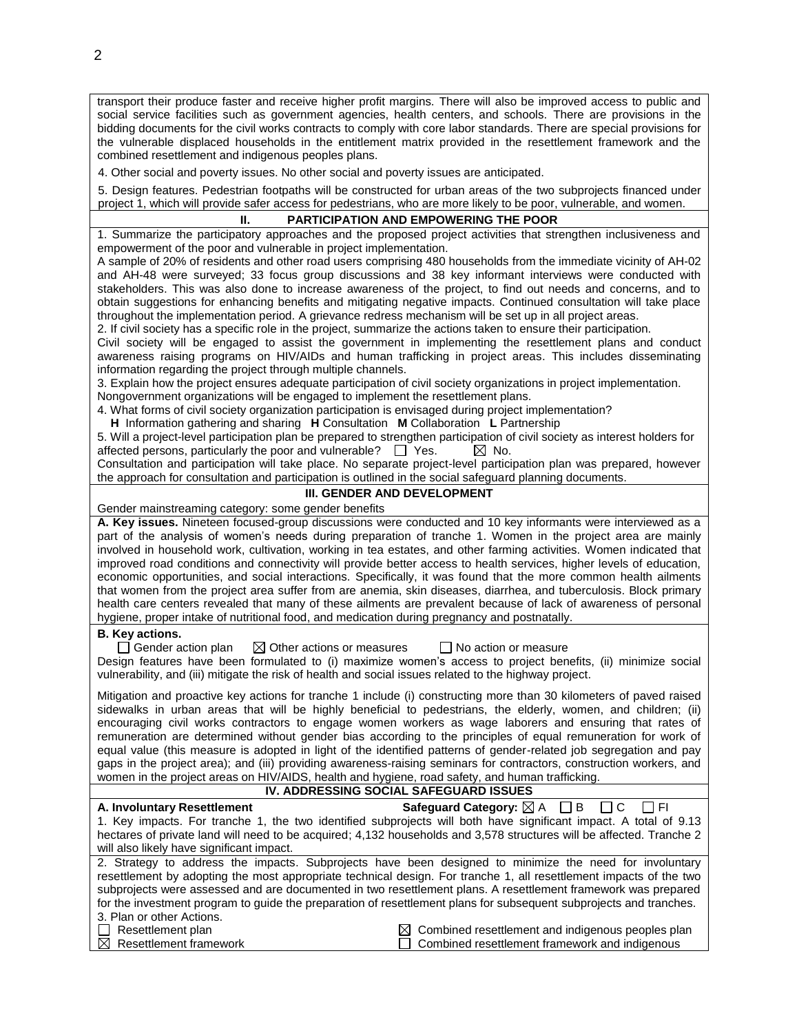transport their produce faster and receive higher profit margins. There will also be improved access to public and social service facilities such as government agencies, health centers, and schools. There are provisions in the bidding documents for the civil works contracts to comply with core labor standards. There are special provisions for the vulnerable displaced households in the entitlement matrix provided in the resettlement framework and the combined resettlement and indigenous peoples plans.

4. Other social and poverty issues. No other social and poverty issues are anticipated.

5. Design features. Pedestrian footpaths will be constructed for urban areas of the two subprojects financed under project 1, which will provide safer access for pedestrians, who are more likely to be poor, vulnerable, and women.

## II. PARTICIPATION AND EMPOWERING THE POOR

1. Summarize the participatory approaches and the proposed project activities that strengthen inclusiveness and empowerment of the poor and vulnerable in project implementation.

A sample of 20% of residents and other road users comprising 480 households from the immediate vicinity of AH-02 and AH-48 were surveyed; 33 focus group discussions and 38 key informant interviews were conducted with stakeholders. This was also done to increase awareness of the project, to find out needs and concerns, and to obtain suggestions for enhancing benefits and mitigating negative impacts. Continued consultation will take place throughout the implementation period. A grievance redress mechanism will be set up in all project areas.

2. If civil society has a specific role in the project, summarize the actions taken to ensure their participation.

Civil society will be engaged to assist the government in implementing the resettlement plans and conduct awareness raising programs on HIV/AIDs and human trafficking in project areas. This includes disseminating information regarding the project through multiple channels.

3. Explain how the project ensures adequate participation of civil society organizations in project implementation.

Nongovernment organizations will be engaged to implement the resettlement plans.

4. What forms of civil society organization participation is envisaged during project implementation?

**H** Information gathering and sharing **H** Consultation **M** Collaboration **L** Partnership

5. Will a project-level participation plan be prepared to strengthen participation of civil society as interest holders for affected persons, particularly the poor and vulnerable? ☐ Yes. ☒ No.

Consultation and participation will take place. No separate project-level participation plan was prepared, however the approach for consultation and participation is outlined in the social safeguard planning documents.

## III. GENDER AND DEVELOPMENT

Gender mainstreaming category: some gender benefits

**A. Key issues.** Nineteen focused-group discussions were conducted and 10 key informants were interviewed as a part of the analysis of women's needs during preparation of tranche 1. Women in the project area are mainly involved in household work, cultivation, working in tea estates, and other farming activities. Women indicated that improved road conditions and connectivity will provide better access to health services, higher levels of education, economic opportunities, and social interactions. Specifically, it was found that the more common health ailments that women from the project area suffer from are anemia, skin diseases, diarrhea, and tuberculosis. Block primary health care centers revealed that many of these ailments are prevalent because of lack of awareness of personal hygiene, proper intake of nutritional food, and medication during pregnancy and postnatally.

**B. Key actions.**

☐ Gender action plan ☒ Other actions or measures ☐ No action or measure

Design features have been formulated to (i) maximize women's access to project benefits, (ii) minimize social vulnerability, and (iii) mitigate the risk of health and social issues related to the highway project.

Mitigation and proactive key actions for tranche 1 include (i) constructing more than 30 kilometers of paved raised sidewalks in urban areas that will be highly beneficial to pedestrians, the elderly, women, and children; (ii) encouraging civil works contractors to engage women workers as wage laborers and ensuring that rates of remuneration are determined without gender bias according to the principles of equal remuneration for work of equal value (this measure is adopted in light of the identified patterns of gender-related job segregation and pay gaps in the project area); and (iii) providing awareness-raising seminars for contractors, construction workers, and women in the project areas on HIV/AIDS, health and hygiene, road safety, and human trafficking.

## IV. ADDRESSING SOCIAL SAFEGUARD ISSUES

**A. Involuntary Resettlement** **Safeguard Category:** ☒ A ☐ B ☐ C ☐ FI

1. Key impacts. For tranche 1, the two identified subprojects will both have significant impact. A total of 9.13 hectares of private land will need to be acquired; 4,132 households and 3,578 structures will be affected. Tranche 2 will also likely have significant impact.

2. Strategy to address the impacts. Subprojects have been designed to minimize the need for involuntary resettlement by adopting the most appropriate technical design. For tranche 1, all resettlement impacts of the two subprojects were assessed and are documented in two resettlement plans. A resettlement framework was prepared for the investment program to guide the preparation of resettlement plans for subsequent subprojects and tranches.

3. Plan or other Actions.

☐ Resettlement plan
☒ Resettlement framework
☒ Combined resettlement and indigenous peoples plan
☐ Combined resettlement framework and indigenous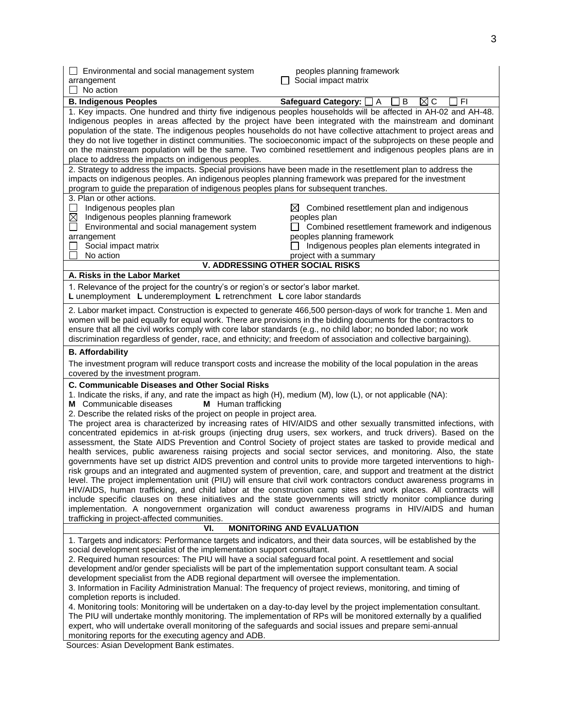☐ Environmental and social management system arrangement
☐ No action

peoples planning framework
☐ Social impact matrix

**B. Indigenous Peoples** — **Safeguard Category:** ☐ A ☐ B ☒ C ☐ FI

1. Key impacts. One hundred and thirty five indigenous peoples households will be affected in AH-02 and AH-48. Indigenous peoples in areas affected by the project have been integrated with the mainstream and dominant population of the state. The indigenous peoples households do not have collective attachment to project areas and they do not live together in distinct communities. The socioeconomic impact of the subprojects on these people and on the mainstream population will be the same. Two combined resettlement and indigenous peoples plans are in place to address the impacts on indigenous peoples.

2. Strategy to address the impacts. Special provisions have been made in the resettlement plan to address the impacts on indigenous peoples. An indigenous peoples planning framework was prepared for the investment program to guide the preparation of indigenous peoples plans for subsequent tranches.

3. Plan or other actions.

☐ Indigenous peoples plan
☒ Indigenous peoples planning framework
☐ Environmental and social management system arrangement
☐ Social impact matrix
☐ No action

☒ Combined resettlement plan and indigenous peoples plan
☐ Combined resettlement framework and indigenous peoples planning framework
☐ Indigenous peoples plan elements integrated in project with a summary

## V. ADDRESSING OTHER SOCIAL RISKS

**A. Risks in the Labor Market**

1. Relevance of the project for the country's or region's or sector's labor market.
**L** unemployment **L** underemployment **L** retrenchment **L** core labor standards

2. Labor market impact. Construction is expected to generate 466,500 person-days of work for tranche 1. Men and women will be paid equally for equal work. There are provisions in the bidding documents for the contractors to ensure that all the civil works comply with core labor standards (e.g., no child labor; no bonded labor; no work discrimination regardless of gender, race, and ethnicity; and freedom of association and collective bargaining).

**B. Affordability**

The investment program will reduce transport costs and increase the mobility of the local population in the areas covered by the investment program.

**C. Communicable Diseases and Other Social Risks**

1. Indicate the risks, if any, and rate the impact as high (H), medium (M), low (L), or not applicable (NA):
**M** Communicable diseases **M** Human trafficking

2. Describe the related risks of the project on people in project area.
The project area is characterized by increasing rates of HIV/AIDS and other sexually transmitted infections, with concentrated epidemics in at-risk groups (injecting drug users, sex workers, and truck drivers). Based on the assessment, the State AIDS Prevention and Control Society of project states are tasked to provide medical and health services, public awareness raising projects and social sector services, and monitoring. Also, the state governments have set up district AIDS prevention and control units to provide more targeted interventions to high-risk groups and an integrated and augmented system of prevention, care, and support and treatment at the district level. The project implementation unit (PIU) will ensure that civil work contractors conduct awareness programs in HIV/AIDS, human trafficking, and child labor at the construction camp sites and work places. All contracts will include specific clauses on these initiatives and the state governments will strictly monitor compliance during implementation. A nongovernment organization will conduct awareness programs in HIV/AIDS and human trafficking in project-affected communities.

## VI. MONITORING AND EVALUATION

1. Targets and indicators: Performance targets and indicators, and their data sources, will be established by the social development specialist of the implementation support consultant.
2. Required human resources: The PIU will have a social safeguard focal point. A resettlement and social development and/or gender specialists will be part of the implementation support consultant team. A social development specialist from the ADB regional department will oversee the implementation.
3. Information in Facility Administration Manual: The frequency of project reviews, monitoring, and timing of completion reports is included.
4. Monitoring tools: Monitoring will be undertaken on a day-to-day level by the project implementation consultant. The PIU will undertake monthly monitoring. The implementation of RPs will be monitored externally by a qualified expert, who will undertake overall monitoring of the safeguards and social issues and prepare semi-annual monitoring reports for the executing agency and ADB.

Sources: Asian Development Bank estimates.